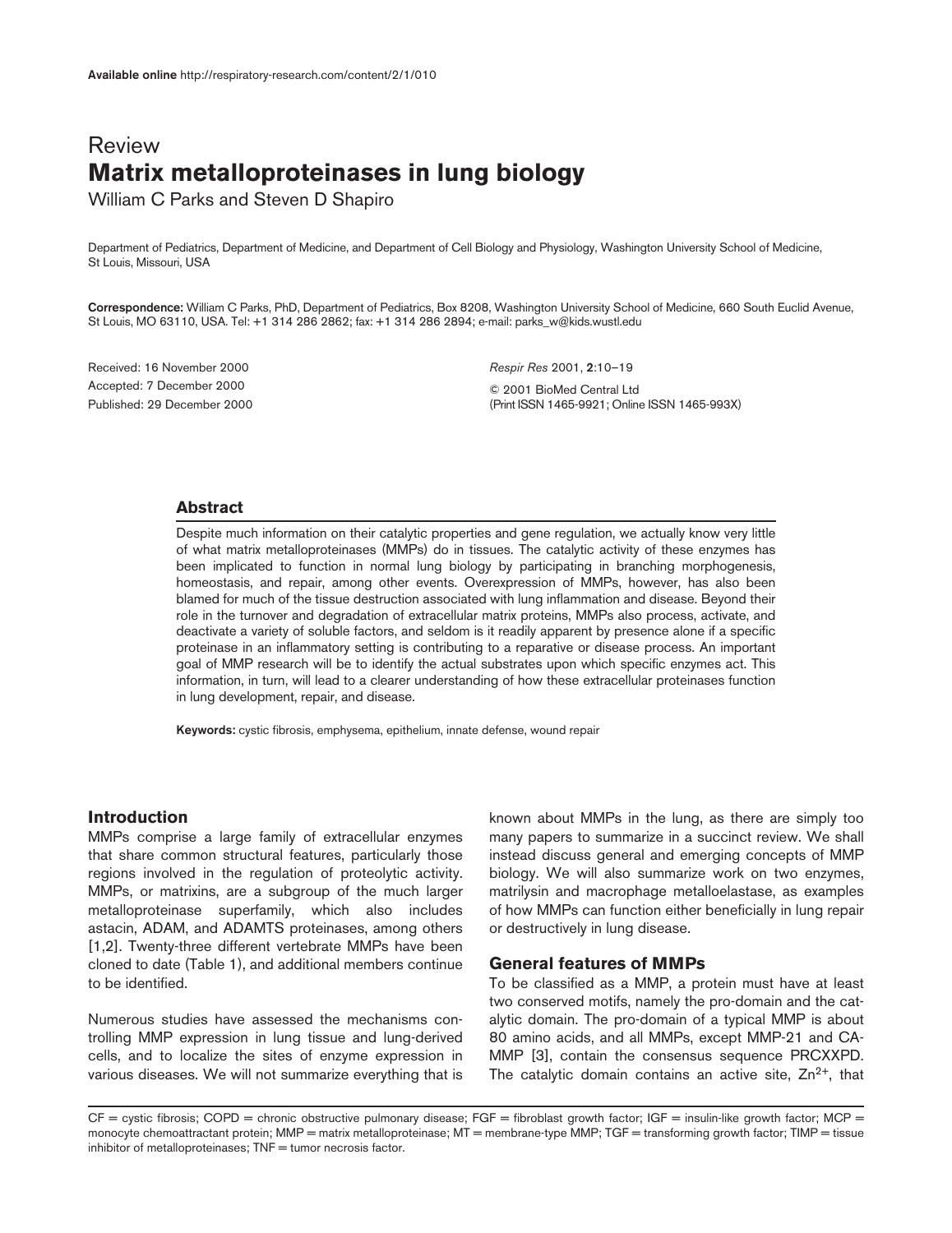Available online http://respiratory-research.com/content/2/1/010

Review

# Matrix metalloproteinases in lung biology

William C Parks and Steven D Shapiro

Department of Pediatrics, Department of Medicine, and Department of Cell Biology and Physiology, Washington University School of Medicine, St Louis, Missouri, USA

**Correspondence:** William C Parks, PhD, Department of Pediatrics, Box 8208, Washington University School of Medicine, 660 South Euclid Avenue, St Louis, MO 63110, USA. Tel: +1 314 286 2862; fax: +1 314 286 2894; e-mail: parks_w@kids.wustl.edu

Received: 16 November 2000
Accepted: 7 December 2000
Published: 29 December 2000

*Respir Res* 2001, **2**:10–19
© 2001 BioMed Central Ltd
(Print ISSN 1465-9921; Online ISSN 1465-993X)

## Abstract

Despite much information on their catalytic properties and gene regulation, we actually know very little of what matrix metalloproteinases (MMPs) do in tissues. The catalytic activity of these enzymes has been implicated to function in normal lung biology by participating in branching morphogenesis, homeostasis, and repair, among other events. Overexpression of MMPs, however, has also been blamed for much of the tissue destruction associated with lung inflammation and disease. Beyond their role in the turnover and degradation of extracellular matrix proteins, MMPs also process, activate, and deactivate a variety of soluble factors, and seldom is it readily apparent by presence alone if a specific proteinase in an inflammatory setting is contributing to a reparative or disease process. An important goal of MMP research will be to identify the actual substrates upon which specific enzymes act. This information, in turn, will lead to a clearer understanding of how these extracellular proteinases function in lung development, repair, and disease.

**Keywords:** cystic fibrosis, emphysema, epithelium, innate defense, wound repair

## Introduction

MMPs comprise a large family of extracellular enzymes that share common structural features, particularly those regions involved in the regulation of proteolytic activity. MMPs, or matrixins, are a subgroup of the much larger metalloproteinase superfamily, which also includes astacin, ADAM, and ADAMTS proteinases, among others [1,2]. Twenty-three different vertebrate MMPs have been cloned to date (Table 1), and additional members continue to be identified.

Numerous studies have assessed the mechanisms controlling MMP expression in lung tissue and lung-derived cells, and to localize the sites of enzyme expression in various diseases. We will not summarize everything that is known about MMPs in the lung, as there are simply too many papers to summarize in a succinct review. We shall instead discuss general and emerging concepts of MMP biology. We will also summarize work on two enzymes, matrilysin and macrophage metalloelastase, as examples of how MMPs can function either beneficially in lung repair or destructively in lung disease.

## General features of MMPs

To be classified as a MMP, a protein must have at least two conserved motifs, namely the pro-domain and the catalytic domain. The pro-domain of a typical MMP is about 80 amino acids, and all MMPs, except MMP-21 and CA-MMP [3], contain the consensus sequence PRCXXPD. The catalytic domain contains an active site, $Zn^{2+}$, that

CF = cystic fibrosis; COPD = chronic obstructive pulmonary disease; FGF = fibroblast growth factor; IGF = insulin-like growth factor; MCP = monocyte chemoattractant protein; MMP = matrix metalloproteinase; MT = membrane-type MMP; TGF = transforming growth factor; TIMP = tissue inhibitor of metalloproteinases; TNF = tumor necrosis factor.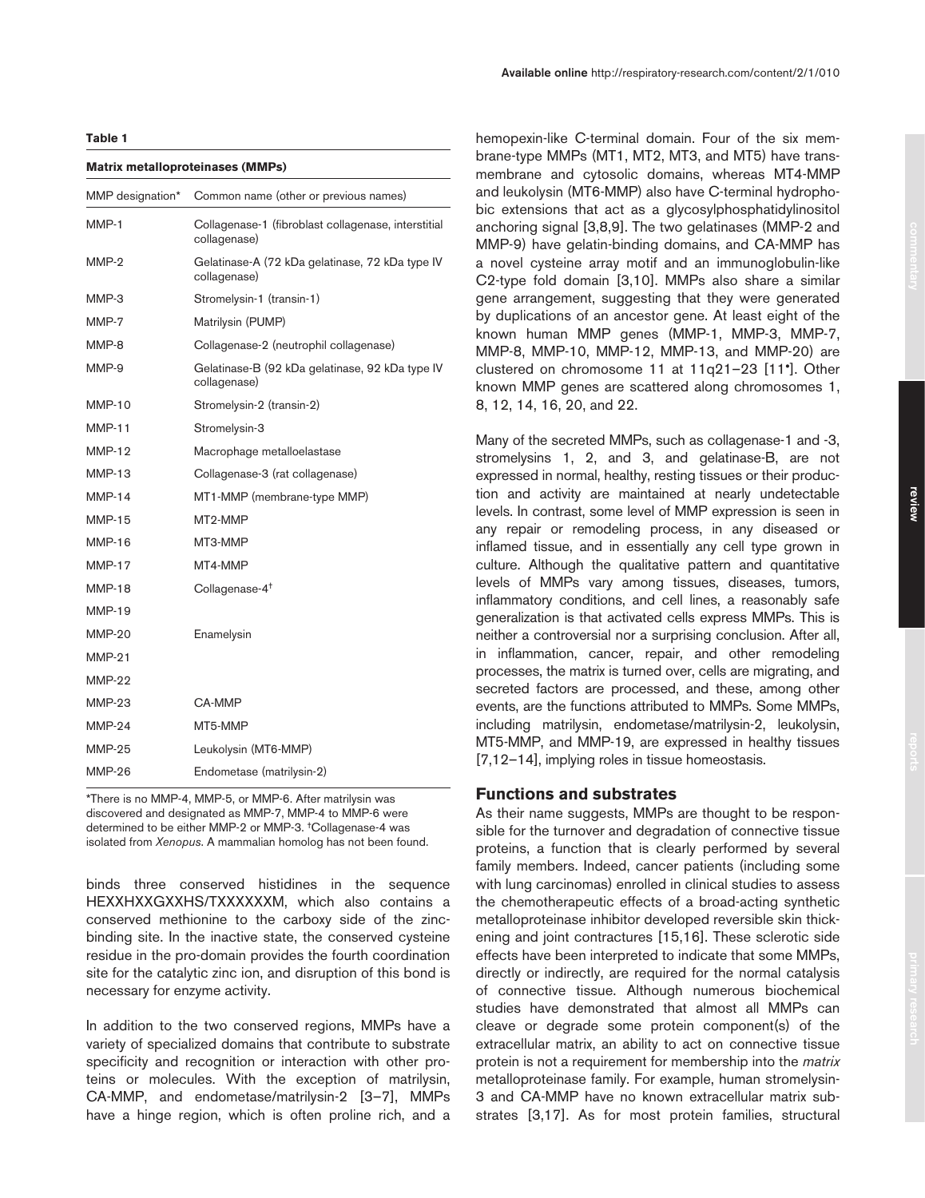**Table 1**

**Matrix metalloproteinases (MMPs)**

| MMP designation* | Common name (other or previous names) |
|---|---|
| MMP-1 | Collagenase-1 (fibroblast collagenase, interstitial collagenase) |
| MMP-2 | Gelatinase-A (72 kDa gelatinase, 72 kDa type IV collagenase) |
| MMP-3 | Stromelysin-1 (transin-1) |
| MMP-7 | Matrilysin (PUMP) |
| MMP-8 | Collagenase-2 (neutrophil collagenase) |
| MMP-9 | Gelatinase-B (92 kDa gelatinase, 92 kDa type IV collagenase) |
| MMP-10 | Stromelysin-2 (transin-2) |
| MMP-11 | Stromelysin-3 |
| MMP-12 | Macrophage metalloelastase |
| MMP-13 | Collagenase-3 (rat collagenase) |
| MMP-14 | MT1-MMP (membrane-type MMP) |
| MMP-15 | MT2-MMP |
| MMP-16 | MT3-MMP |
| MMP-17 | MT4-MMP |
| MMP-18 | Collagenase-4† |
| MMP-19 | |
| MMP-20 | Enamelysin |
| MMP-21 | |
| MMP-22 | |
| MMP-23 | CA-MMP |
| MMP-24 | MT5-MMP |
| MMP-25 | Leukolysin (MT6-MMP) |
| MMP-26 | Endometase (matrilysin-2) |

*There is no MMP-4, MMP-5, or MMP-6. After matrilysin was discovered and designated as MMP-7, MMP-4 to MMP-6 were determined to be either MMP-2 or MMP-3. †Collagenase-4 was isolated from *Xenopus*. A mammalian homolog has not been found.

binds three conserved histidines in the sequence HEXXHXXGXXHS/TXXXXXXM, which also contains a conserved methionine to the carboxy side of the zinc-binding site. In the inactive state, the conserved cysteine residue in the pro-domain provides the fourth coordination site for the catalytic zinc ion, and disruption of this bond is necessary for enzyme activity.

In addition to the two conserved regions, MMPs have a variety of specialized domains that contribute to substrate specificity and recognition or interaction with other proteins or molecules. With the exception of matrilysin, CA-MMP, and endometase/matrilysin-2 [3–7], MMPs have a hinge region, which is often proline rich, and a hemopexin-like C-terminal domain. Four of the six membrane-type MMPs (MT1, MT2, MT3, and MT5) have transmembrane and cytosolic domains, whereas MT4-MMP and leukolysin (MT6-MMP) also have C-terminal hydrophobic extensions that act as a glycosylphosphatidylinositol anchoring signal [3,8,9]. The two gelatinases (MMP-2 and MMP-9) have gelatin-binding domains, and CA-MMP has a novel cysteine array motif and an immunoglobulin-like C2-type fold domain [3,10]. MMPs also share a similar gene arrangement, suggesting that they were generated by duplications of an ancestor gene. At least eight of the known human MMP genes (MMP-1, MMP-3, MMP-7, MMP-8, MMP-10, MMP-12, MMP-13, and MMP-20) are clustered on chromosome 11 at 11q21–23 [11•]. Other known MMP genes are scattered along chromosomes 1, 8, 12, 14, 16, 20, and 22.

Many of the secreted MMPs, such as collagenase-1 and -3, stromelysins 1, 2, and 3, and gelatinase-B, are not expressed in normal, healthy, resting tissues or their production and activity are maintained at nearly undetectable levels. In contrast, some level of MMP expression is seen in any repair or remodeling process, in any diseased or inflamed tissue, and in essentially any cell type grown in culture. Although the qualitative pattern and quantitative levels of MMPs vary among tissues, diseases, tumors, inflammatory conditions, and cell lines, a reasonably safe generalization is that activated cells express MMPs. This is neither a controversial nor a surprising conclusion. After all, in inflammation, cancer, repair, and other remodeling processes, the matrix is turned over, cells are migrating, and secreted factors are processed, and these, among other events, are the functions attributed to MMPs. Some MMPs, including matrilysin, endometase/matrilysin-2, leukolysin, MT5-MMP, and MMP-19, are expressed in healthy tissues [7,12–14], implying roles in tissue homeostasis.

## Functions and substrates

As their name suggests, MMPs are thought to be responsible for the turnover and degradation of connective tissue proteins, a function that is clearly performed by several family members. Indeed, cancer patients (including some with lung carcinomas) enrolled in clinical studies to assess the chemotherapeutic effects of a broad-acting synthetic metalloproteinase inhibitor developed reversible skin thickening and joint contractures [15,16]. These sclerotic side effects have been interpreted to indicate that some MMPs, directly or indirectly, are required for the normal catalysis of connective tissue. Although numerous biochemical studies have demonstrated that almost all MMPs can cleave or degrade some protein component(s) of the extracellular matrix, an ability to act on connective tissue protein is not a requirement for membership into the *matrix* metalloproteinase family. For example, human stromelysin-3 and CA-MMP have no known extracellular matrix substrates [3,17]. As for most protein families, structural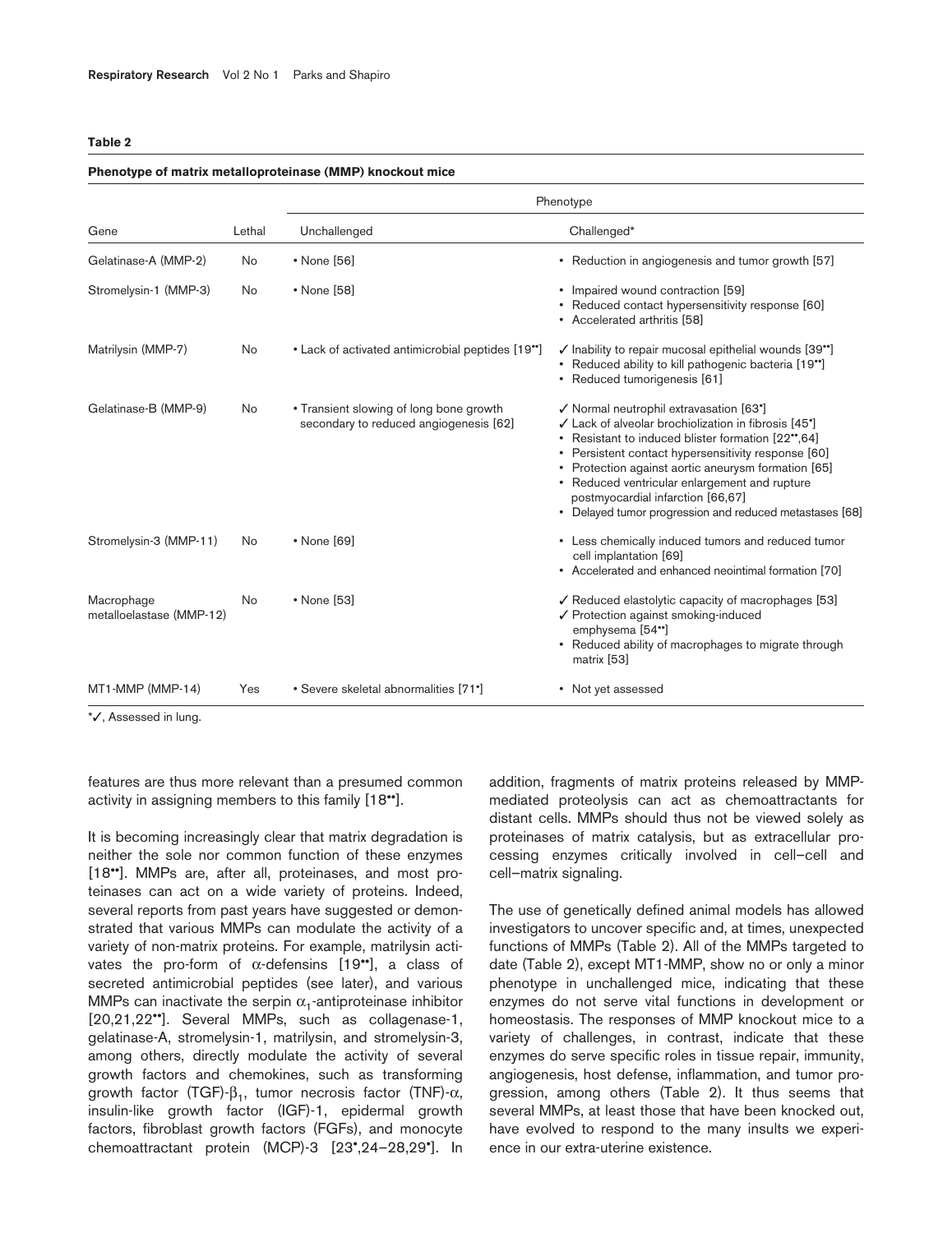**Table 2**

**Phenotype of matrix metalloproteinase (MMP) knockout mice**

| Gene | Lethal | Phenotype | |
|---|---|---|---|
| | | Unchallenged | Challenged* |
| Gelatinase-A (MMP-2) | No | • None [56] | • Reduction in angiogenesis and tumor growth [57] |
| Stromelysin-1 (MMP-3) | No | • None [58] | • Impaired wound contraction [59]<br>• Reduced contact hypersensitivity response [60]<br>• Accelerated arthritis [58] |
| Matrilysin (MMP-7) | No | • Lack of activated antimicrobial peptides [19••] | ✓ Inability to repair mucosal epithelial wounds [39••]<br>• Reduced ability to kill pathogenic bacteria [19••]<br>• Reduced tumorigenesis [61] |
| Gelatinase-B (MMP-9) | No | • Transient slowing of long bone growth secondary to reduced angiogenesis [62] | ✓ Normal neutrophil extravasation [63•]<br>✓ Lack of alveolar brochiolization in fibrosis [45•]<br>• Resistant to induced blister formation [22••,64]<br>• Persistent contact hypersensitivity response [60]<br>• Protection against aortic aneurysm formation [65]<br>• Reduced ventricular enlargement and rupture postmyocardial infarction [66,67]<br>• Delayed tumor progression and reduced metastases [68] |
| Stromelysin-3 (MMP-11) | No | • None [69] | • Less chemically induced tumors and reduced tumor cell implantation [69]<br>• Accelerated and enhanced neointimal formation [70] |
| Macrophage metalloelastase (MMP-12) | No | • None [53] | ✓ Reduced elastolytic capacity of macrophages [53]<br>✓ Protection against smoking-induced emphysema [54••]<br>• Reduced ability of macrophages to migrate through matrix [53] |
| MT1-MMP (MMP-14) | Yes | • Severe skeletal abnormalities [71•] | • Not yet assessed |

*✓, Assessed in lung.

features are thus more relevant than a presumed common activity in assigning members to this family [18••].

It is becoming increasingly clear that matrix degradation is neither the sole nor common function of these enzymes [18••]. MMPs are, after all, proteinases, and most proteinases can act on a wide variety of proteins. Indeed, several reports from past years have suggested or demonstrated that various MMPs can modulate the activity of a variety of non-matrix proteins. For example, matrilysin activates the pro-form of $\alpha$-defensins [19••], a class of secreted antimicrobial peptides (see later), and various MMPs can inactivate the serpin $\alpha_1$-antiproteinase inhibitor [20,21,22••]. Several MMPs, such as collagenase-1, gelatinase-A, stromelysin-1, matrilysin, and stromelysin-3, among others, directly modulate the activity of several growth factors and chemokines, such as transforming growth factor (TGF)-$\beta_1$, tumor necrosis factor (TNF)-$\alpha$, insulin-like growth factor (IGF)-1, epidermal growth factors, fibroblast growth factors (FGFs), and monocyte chemoattractant protein (MCP)-3 [23•,24–28,29•]. In addition, fragments of matrix proteins released by MMP-mediated proteolysis can act as chemoattractants for distant cells. MMPs should thus not be viewed solely as proteinases of matrix catalysis, but as extracellular processing enzymes critically involved in cell–cell and cell–matrix signaling.

The use of genetically defined animal models has allowed investigators to uncover specific and, at times, unexpected functions of MMPs (Table 2). All of the MMPs targeted to date (Table 2), except MT1-MMP, show no or only a minor phenotype in unchallenged mice, indicating that these enzymes do not serve vital functions in development or homeostasis. The responses of MMP knockout mice to a variety of challenges, in contrast, indicate that these enzymes do serve specific roles in tissue repair, immunity, angiogenesis, host defense, inflammation, and tumor progression, among others (Table 2). It thus seems that several MMPs, at least those that have been knocked out, have evolved to respond to the many insults we experience in our extra-uterine existence.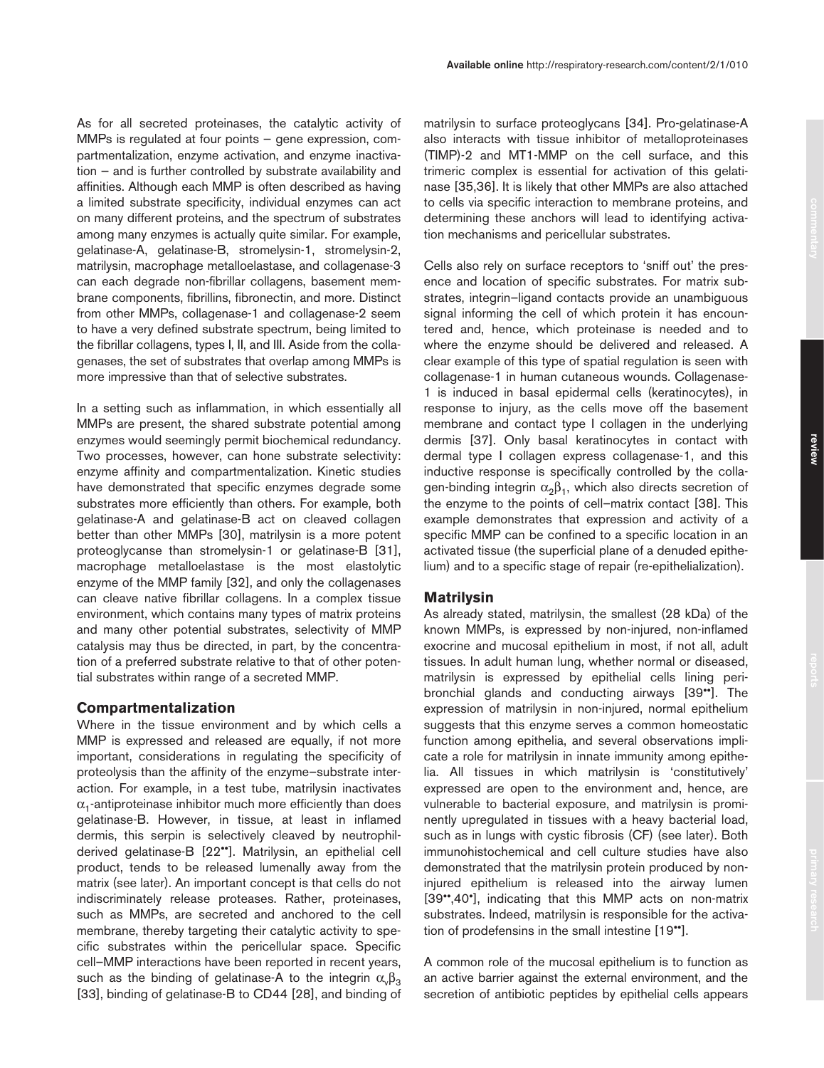As for all secreted proteinases, the catalytic activity of MMPs is regulated at four points – gene expression, compartmentalization, enzyme activation, and enzyme inactivation – and is further controlled by substrate availability and affinities. Although each MMP is often described as having a limited substrate specificity, individual enzymes can act on many different proteins, and the spectrum of substrates among many enzymes is actually quite similar. For example, gelatinase-A, gelatinase-B, stromelysin-1, stromelysin-2, matrilysin, macrophage metalloelastase, and collagenase-3 can each degrade non-fibrillar collagens, basement membrane components, fibrillins, fibronectin, and more. Distinct from other MMPs, collagenase-1 and collagenase-2 seem to have a very defined substrate spectrum, being limited to the fibrillar collagens, types I, II, and III. Aside from the collagenases, the set of substrates that overlap among MMPs is more impressive than that of selective substrates.

In a setting such as inflammation, in which essentially all MMPs are present, the shared substrate potential among enzymes would seemingly permit biochemical redundancy. Two processes, however, can hone substrate selectivity: enzyme affinity and compartmentalization. Kinetic studies have demonstrated that specific enzymes degrade some substrates more efficiently than others. For example, both gelatinase-A and gelatinase-B act on cleaved collagen better than other MMPs [30], matrilysin is a more potent proteoglycanse than stromelysin-1 or gelatinase-B [31], macrophage metalloelastase is the most elastolytic enzyme of the MMP family [32], and only the collagenases can cleave native fibrillar collagens. In a complex tissue environment, which contains many types of matrix proteins and many other potential substrates, selectivity of MMP catalysis may thus be directed, in part, by the concentration of a preferred substrate relative to that of other potential substrates within range of a secreted MMP.

## Compartmentalization

Where in the tissue environment and by which cells a MMP is expressed and released are equally, if not more important, considerations in regulating the specificity of proteolysis than the affinity of the enzyme–substrate interaction. For example, in a test tube, matrilysin inactivates $\alpha_1$-antiproteinase inhibitor much more efficiently than does gelatinase-B. However, in tissue, at least in inflamed dermis, this serpin is selectively cleaved by neutrophil-derived gelatinase-B [22••]. Matrilysin, an epithelial cell product, tends to be released lumenally away from the matrix (see later). An important concept is that cells do not indiscriminately release proteases. Rather, proteinases, such as MMPs, are secreted and anchored to the cell membrane, thereby targeting their catalytic activity to specific substrates within the pericellular space. Specific cell–MMP interactions have been reported in recent years, such as the binding of gelatinase-A to the integrin $\alpha_v\beta_3$ [33], binding of gelatinase-B to CD44 [28], and binding of matrilysin to surface proteoglycans [34]. Pro-gelatinase-A also interacts with tissue inhibitor of metalloproteinases (TIMP)-2 and MT1-MMP on the cell surface, and this trimeric complex is essential for activation of this gelatinase [35,36]. It is likely that other MMPs are also attached to cells via specific interaction to membrane proteins, and determining these anchors will lead to identifying activation mechanisms and pericellular substrates.

Cells also rely on surface receptors to 'sniff out' the presence and location of specific substrates. For matrix substrates, integrin–ligand contacts provide an unambiguous signal informing the cell of which protein it has encountered and, hence, which proteinase is needed and to where the enzyme should be delivered and released. A clear example of this type of spatial regulation is seen with collagenase-1 in human cutaneous wounds. Collagenase-1 is induced in basal epidermal cells (keratinocytes), in response to injury, as the cells move off the basement membrane and contact type I collagen in the underlying dermis [37]. Only basal keratinocytes in contact with dermal type I collagen express collagenase-1, and this inductive response is specifically controlled by the collagen-binding integrin $\alpha_2\beta_1$, which also directs secretion of the enzyme to the points of cell–matrix contact [38]. This example demonstrates that expression and activity of a specific MMP can be confined to a specific location in an activated tissue (the superficial plane of a denuded epithelium) and to a specific stage of repair (re-epithelialization).

## Matrilysin

As already stated, matrilysin, the smallest (28 kDa) of the known MMPs, is expressed by non-injured, non-inflamed exocrine and mucosal epithelium in most, if not all, adult tissues. In adult human lung, whether normal or diseased, matrilysin is expressed by epithelial cells lining peribronchial glands and conducting airways [39••]. The expression of matrilysin in non-injured, normal epithelium suggests that this enzyme serves a common homeostatic function among epithelia, and several observations implicate a role for matrilysin in innate immunity among epithelia. All tissues in which matrilysin is 'constitutively' expressed are open to the environment and, hence, are vulnerable to bacterial exposure, and matrilysin is prominently upregulated in tissues with a heavy bacterial load, such as in lungs with cystic fibrosis (CF) (see later). Both immunohistochemical and cell culture studies have also demonstrated that the matrilysin protein produced by non-injured epithelium is released into the airway lumen [39••,40•], indicating that this MMP acts on non-matrix substrates. Indeed, matrilysin is responsible for the activation of prodefensins in the small intestine [19••].

A common role of the mucosal epithelium is to function as an active barrier against the external environment, and the secretion of antibiotic peptides by epithelial cells appears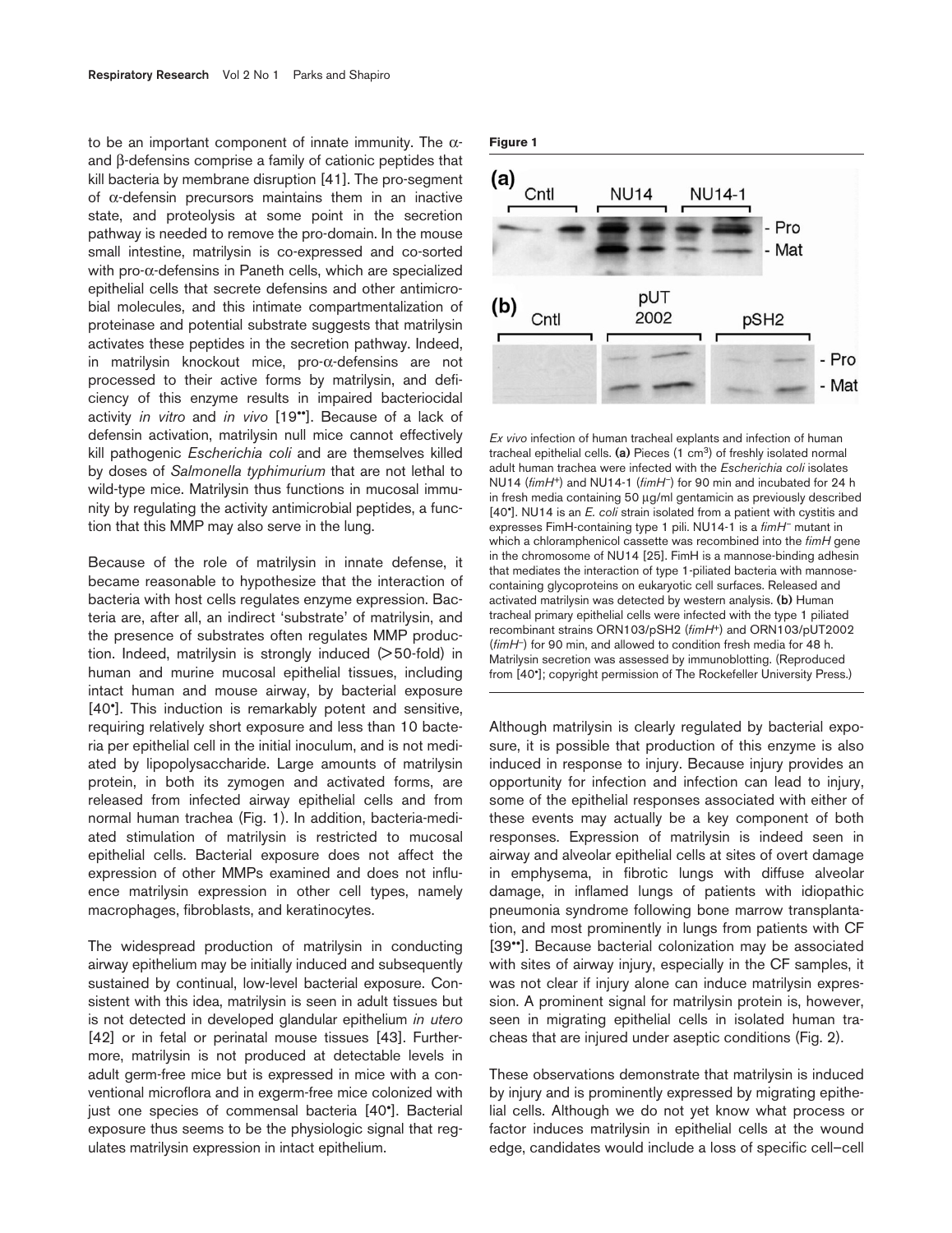to be an important component of innate immunity. The α- and β-defensins comprise a family of cationic peptides that kill bacteria by membrane disruption [41]. The pro-segment of α-defensin precursors maintains them in an inactive state, and proteolysis at some point in the secretion pathway is needed to remove the pro-domain. In the mouse small intestine, matrilysin is co-expressed and co-sorted with pro-α-defensins in Paneth cells, which are specialized epithelial cells that secrete defensins and other antimicrobial molecules, and this intimate compartmentalization of proteinase and potential substrate suggests that matrilysin activates these peptides in the secretion pathway. Indeed, in matrilysin knockout mice, pro-α-defensins are not processed to their active forms by matrilysin, and deficiency of this enzyme results in impaired bacteriocidal activity *in vitro* and *in vivo* [19••]. Because of a lack of defensin activation, matrilysin null mice cannot effectively kill pathogenic *Escherichia coli* and are themselves killed by doses of *Salmonella typhimurium* that are not lethal to wild-type mice. Matrilysin thus functions in mucosal immunity by regulating the activity antimicrobial peptides, a function that this MMP may also serve in the lung.

Because of the role of matrilysin in innate defense, it became reasonable to hypothesize that the interaction of bacteria with host cells regulates enzyme expression. Bacteria are, after all, an indirect 'substrate' of matrilysin, and the presence of substrates often regulates MMP production. Indeed, matrilysin is strongly induced (>50-fold) in human and murine mucosal epithelial tissues, including intact human and mouse airway, by bacterial exposure [40•]. This induction is remarkably potent and sensitive, requiring relatively short exposure and less than 10 bacteria per epithelial cell in the initial inoculum, and is not mediated by lipopolysaccharide. Large amounts of matrilysin protein, in both its zymogen and activated forms, are released from infected airway epithelial cells and from normal human trachea (Fig. 1). In addition, bacteria-mediated stimulation of matrilysin is restricted to mucosal epithelial cells. Bacterial exposure does not affect the expression of other MMPs examined and does not influence matrilysin expression in other cell types, namely macrophages, fibroblasts, and keratinocytes.

The widespread production of matrilysin in conducting airway epithelium may be initially induced and subsequently sustained by continual, low-level bacterial exposure. Consistent with this idea, matrilysin is seen in adult tissues but is not detected in developed glandular epithelium *in utero* [42] or in fetal or perinatal mouse tissues [43]. Furthermore, matrilysin is not produced at detectable levels in adult germ-free mice but is expressed in mice with a conventional microflora and in exgerm-free mice colonized with just one species of commensal bacteria [40•]. Bacterial exposure thus seems to be the physiologic signal that regulates matrilysin expression in intact epithelium.

**Figure 1**

*Ex vivo* infection of human tracheal explants and infection of human tracheal epithelial cells. **(a)** Pieces (1 cm$^3$) of freshly isolated normal adult human trachea were infected with the *Escherichia coli* isolates NU14 (*fimH*$^+$) and NU14-1 (*fimH*$^-$) for 90 min and incubated for 24 h in fresh media containing 50 μg/ml gentamicin as previously described [40•]. NU14 is an *E. coli* strain isolated from a patient with cystitis and expresses FimH-containing type 1 pili. NU14-1 is a *fimH*$^-$ mutant in which a chloramphenicol cassette was recombined into the *fimH* gene in the chromosome of NU14 [25]. FimH is a mannose-binding adhesin that mediates the interaction of type 1-piliated bacteria with mannose-containing glycoproteins on eukaryotic cell surfaces. Released and activated matrilysin was detected by western analysis. **(b)** Human tracheal primary epithelial cells were infected with the type 1 piliated recombinant strains ORN103/pSH2 (*fimH*$^+$) and ORN103/pUT2002 (*fimH*$^-$) for 90 min, and allowed to condition fresh media for 48 h. Matrilysin secretion was assessed by immunoblotting. (Reproduced from [40•]; copyright permission of The Rockefeller University Press.)

Although matrilysin is clearly regulated by bacterial exposure, it is possible that production of this enzyme is also induced in response to injury. Because injury provides an opportunity for infection and infection can lead to injury, some of the epithelial responses associated with either of these events may actually be a key component of both responses. Expression of matrilysin is indeed seen in airway and alveolar epithelial cells at sites of overt damage in emphysema, in fibrotic lungs with diffuse alveolar damage, in inflamed lungs of patients with idiopathic pneumonia syndrome following bone marrow transplantation, and most prominently in lungs from patients with CF [39••]. Because bacterial colonization may be associated with sites of airway injury, especially in the CF samples, it was not clear if injury alone can induce matrilysin expression. A prominent signal for matrilysin protein is, however, seen in migrating epithelial cells in isolated human tracheas that are injured under aseptic conditions (Fig. 2).

These observations demonstrate that matrilysin is induced by injury and is prominently expressed by migrating epithelial cells. Although we do not yet know what process or factor induces matrilysin in epithelial cells at the wound edge, candidates would include a loss of specific cell–cell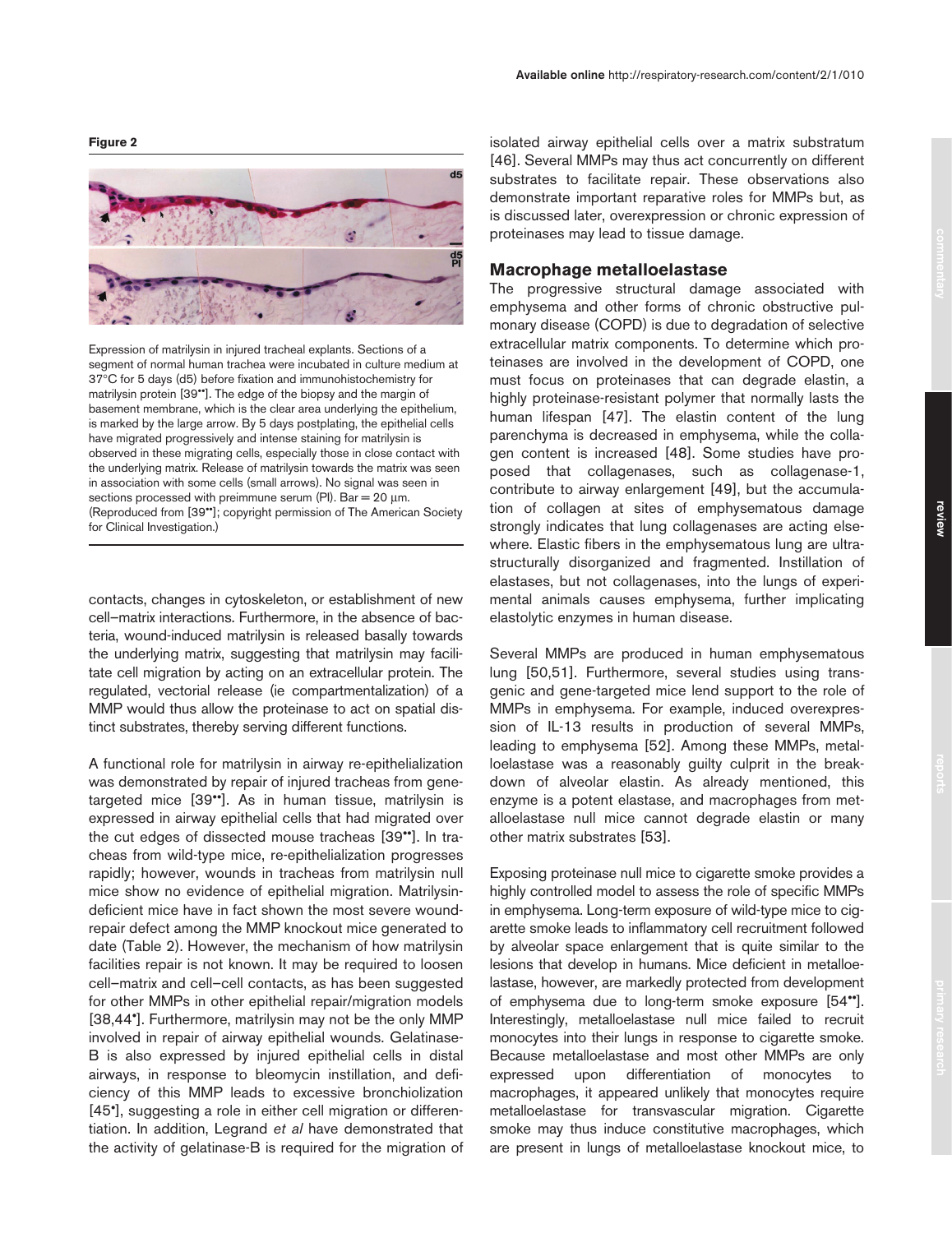**Figure 2**

Expression of matrilysin in injured tracheal explants. Sections of a segment of normal human trachea were incubated in culture medium at 37°C for 5 days (d5) before fixation and immunohistochemistry for matrilysin protein [39••]. The edge of the biopsy and the margin of basement membrane, which is the clear area underlying the epithelium, is marked by the large arrow. By 5 days postplating, the epithelial cells have migrated progressively and intense staining for matrilysin is observed in these migrating cells, especially those in close contact with the underlying matrix. Release of matrilysin towards the matrix was seen in association with some cells (small arrows). No signal was seen in sections processed with preimmune serum (PI). Bar = 20 μm. (Reproduced from [39••]; copyright permission of The American Society for Clinical Investigation.)

contacts, changes in cytoskeleton, or establishment of new cell–matrix interactions. Furthermore, in the absence of bacteria, wound-induced matrilysin is released basally towards the underlying matrix, suggesting that matrilysin may facilitate cell migration by acting on an extracellular protein. The regulated, vectorial release (ie compartmentalization) of a MMP would thus allow the proteinase to act on spatial distinct substrates, thereby serving different functions.

A functional role for matrilysin in airway re-epithelialization was demonstrated by repair of injured tracheas from gene-targeted mice [39••]. As in human tissue, matrilysin is expressed in airway epithelial cells that had migrated over the cut edges of dissected mouse tracheas [39••]. In tracheas from wild-type mice, re-epithelialization progresses rapidly; however, wounds in tracheas from matrilysin null mice show no evidence of epithelial migration. Matrilysin-deficient mice have in fact shown the most severe wound-repair defect among the MMP knockout mice generated to date (Table 2). However, the mechanism of how matrilysin facilities repair is not known. It may be required to loosen cell–matrix and cell–cell contacts, as has been suggested for other MMPs in other epithelial repair/migration models [38,44•]. Furthermore, matrilysin may not be the only MMP involved in repair of airway epithelial wounds. Gelatinase-B is also expressed by injured epithelial cells in distal airways, in response to bleomycin instillation, and deficiency of this MMP leads to excessive bronchiolization [45•], suggesting a role in either cell migration or differentiation. In addition, Legrand *et al* have demonstrated that the activity of gelatinase-B is required for the migration of isolated airway epithelial cells over a matrix substratum [46]. Several MMPs may thus act concurrently on different substrates to facilitate repair. These observations also demonstrate important reparative roles for MMPs but, as is discussed later, overexpression or chronic expression of proteinases may lead to tissue damage.

## Macrophage metalloelastase

The progressive structural damage associated with emphysema and other forms of chronic obstructive pulmonary disease (COPD) is due to degradation of selective extracellular matrix components. To determine which proteinases are involved in the development of COPD, one must focus on proteinases that can degrade elastin, a highly proteinase-resistant polymer that normally lasts the human lifespan [47]. The elastin content of the lung parenchyma is decreased in emphysema, while the collagen content is increased [48]. Some studies have proposed that collagenases, such as collagenase-1, contribute to airway enlargement [49], but the accumulation of collagen at sites of emphysematous damage strongly indicates that lung collagenases are acting elsewhere. Elastic fibers in the emphysematous lung are ultrastructurally disorganized and fragmented. Instillation of elastases, but not collagenases, into the lungs of experimental animals causes emphysema, further implicating elastolytic enzymes in human disease.

Several MMPs are produced in human emphysematous lung [50,51]. Furthermore, several studies using transgenic and gene-targeted mice lend support to the role of MMPs in emphysema. For example, induced overexpression of IL-13 results in production of several MMPs, leading to emphysema [52]. Among these MMPs, metalloelastase was a reasonably guilty culprit in the breakdown of alveolar elastin. As already mentioned, this enzyme is a potent elastase, and macrophages from metalloelastase null mice cannot degrade elastin or many other matrix substrates [53].

Exposing proteinase null mice to cigarette smoke provides a highly controlled model to assess the role of specific MMPs in emphysema. Long-term exposure of wild-type mice to cigarette smoke leads to inflammatory cell recruitment followed by alveolar space enlargement that is quite similar to the lesions that develop in humans. Mice deficient in metalloelastase, however, are markedly protected from development of emphysema due to long-term smoke exposure [54••]. Interestingly, metalloelastase null mice failed to recruit monocytes into their lungs in response to cigarette smoke. Because metalloelastase and most other MMPs are only expressed upon differentiation of monocytes to macrophages, it appeared unlikely that monocytes require metalloelastase for transvascular migration. Cigarette smoke may thus induce constitutive macrophages, which are present in lungs of metalloelastase knockout mice, to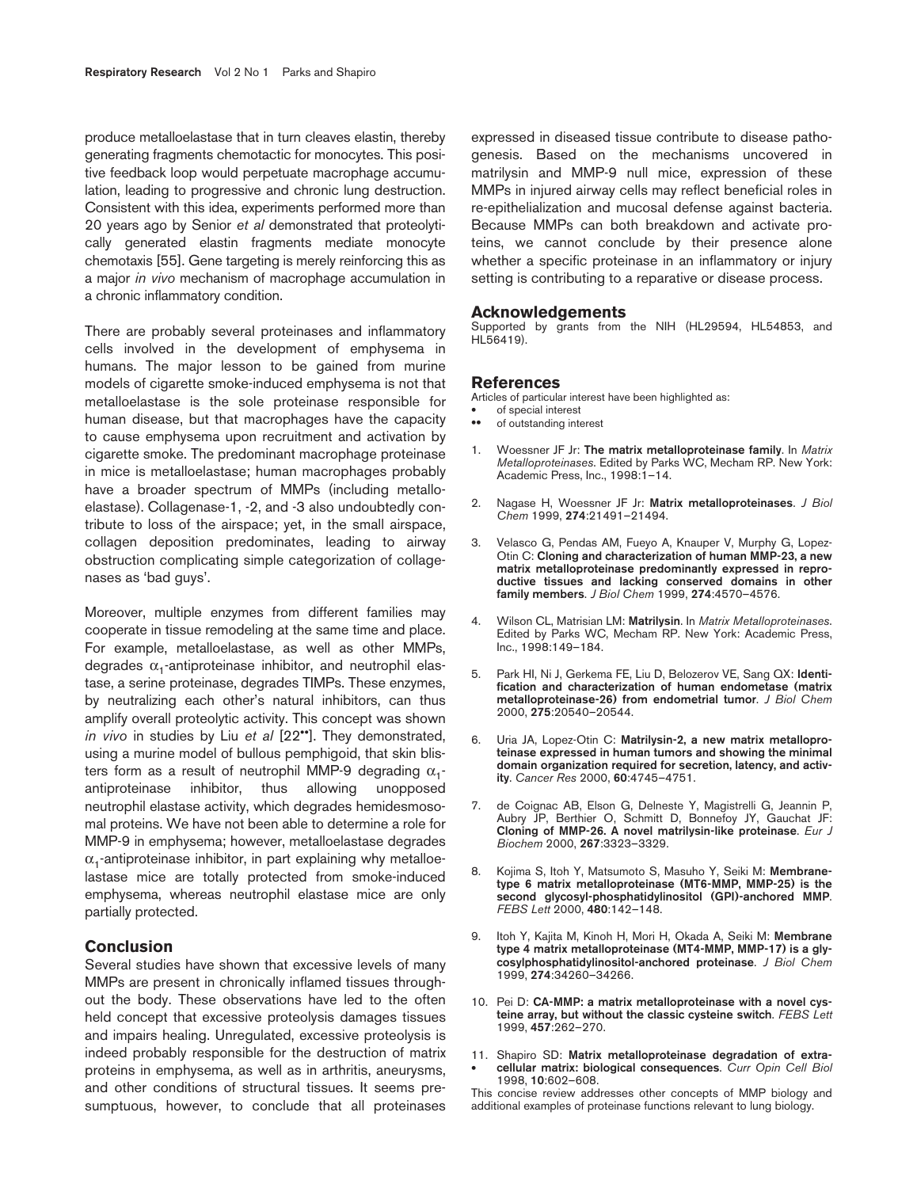produce metalloelastase that in turn cleaves elastin, thereby generating fragments chemotactic for monocytes. This positive feedback loop would perpetuate macrophage accumulation, leading to progressive and chronic lung destruction. Consistent with this idea, experiments performed more than 20 years ago by Senior *et al* demonstrated that proteolytically generated elastin fragments mediate monocyte chemotaxis [55]. Gene targeting is merely reinforcing this as a major *in vivo* mechanism of macrophage accumulation in a chronic inflammatory condition.

There are probably several proteinases and inflammatory cells involved in the development of emphysema in humans. The major lesson to be gained from murine models of cigarette smoke-induced emphysema is not that metalloelastase is the sole proteinase responsible for human disease, but that macrophages have the capacity to cause emphysema upon recruitment and activation by cigarette smoke. The predominant macrophage proteinase in mice is metalloelastase; human macrophages probably have a broader spectrum of MMPs (including metalloelastase). Collagenase-1, -2, and -3 also undoubtedly contribute to loss of the airspace; yet, in the small airspace, collagen deposition predominates, leading to airway obstruction complicating simple categorization of collagenases as 'bad guys'.

Moreover, multiple enzymes from different families may cooperate in tissue remodeling at the same time and place. For example, metalloelastase, as well as other MMPs, degrades $\alpha_1$-antiproteinase inhibitor, and neutrophil elastase, a serine proteinase, degrades TIMPs. These enzymes, by neutralizing each other's natural inhibitors, can thus amplify overall proteolytic activity. This concept was shown *in vivo* in studies by Liu *et al* [22••]. They demonstrated, using a murine model of bullous pemphigoid, that skin blisters form as a result of neutrophil MMP-9 degrading $\alpha_1$-antiproteinase inhibitor, thus allowing unopposed neutrophil elastase activity, which degrades hemidesmosomal proteins. We have not been able to determine a role for MMP-9 in emphysema; however, metalloelastase degrades $\alpha_1$-antiproteinase inhibitor, in part explaining why metalloelastase mice are totally protected from smoke-induced emphysema, whereas neutrophil elastase mice are only partially protected.

## Conclusion

Several studies have shown that excessive levels of many MMPs are present in chronically inflamed tissues throughout the body. These observations have led to the often held concept that excessive proteolysis damages tissues and impairs healing. Unregulated, excessive proteolysis is indeed probably responsible for the destruction of matrix proteins in emphysema, as well as in arthritis, aneurysms, and other conditions of structural tissues. It seems presumptuous, however, to conclude that all proteinases expressed in diseased tissue contribute to disease pathogenesis. Based on the mechanisms uncovered in matrilysin and MMP-9 null mice, expression of these MMPs in injured airway cells may reflect beneficial roles in re-epithelialization and mucosal defense against bacteria. Because MMPs can both breakdown and activate proteins, we cannot conclude by their presence alone whether a specific proteinase in an inflammatory or injury setting is contributing to a reparative or disease process.

## Acknowledgements

Supported by grants from the NIH (HL29594, HL54853, and HL56419).

## References

Articles of particular interest have been highlighted as:
- • of special interest
- •• of outstanding interest

1. Woessner JF Jr: **The matrix metalloproteinase family**. In *Matrix Metalloproteinases*. Edited by Parks WC, Mecham RP. New York: Academic Press, Inc., 1998:1–14.
2. Nagase H, Woessner JF Jr: **Matrix metalloproteinases**. *J Biol Chem* 1999, **274**:21491–21494.
3. Velasco G, Pendas AM, Fueyo A, Knauper V, Murphy G, Lopez-Otin C: **Cloning and characterization of human MMP-23, a new matrix metalloproteinase predominantly expressed in reproductive tissues and lacking conserved domains in other family members**. *J Biol Chem* 1999, **274**:4570–4576.
4. Wilson CL, Matrisian LM: **Matrilysin**. In *Matrix Metalloproteinases*. Edited by Parks WC, Mecham RP. New York: Academic Press, Inc., 1998:149–184.
5. Park HI, Ni J, Gerkema FE, Liu D, Belozerov VE, Sang QX: **Identification and characterization of human endometase (matrix metalloproteinase-26) from endometrial tumor**. *J Biol Chem* 2000, **275**:20540–20544.
6. Uria JA, Lopez-Otin C: **Matrilysin-2, a new matrix metalloproteinase expressed in human tumors and showing the minimal domain organization required for secretion, latency, and activity**. *Cancer Res* 2000, **60**:4745–4751.
7. de Coignac AB, Elson G, Delneste Y, Magistrelli G, Jeannin P, Aubry JP, Berthier O, Schmitt D, Bonnefoy JY, Gauchat JF: **Cloning of MMP-26. A novel matrilysin-like proteinase**. *Eur J Biochem* 2000, **267**:3323–3329.
8. Kojima S, Itoh Y, Matsumoto S, Masuho Y, Seiki M: **Membrane-type 6 matrix metalloproteinase (MT6-MMP, MMP-25) is the second glycosyl-phosphatidylinositol (GPI)-anchored MMP**. *FEBS Lett* 2000, **480**:142–148.
9. Itoh Y, Kajita M, Kinoh H, Mori H, Okada A, Seiki M: **Membrane type 4 matrix metalloproteinase (MT4-MMP, MMP-17) is a glycosylphosphatidylinositol-anchored proteinase**. *J Biol Chem* 1999, **274**:34260–34266.
10. Pei D: **CA-MMP: a matrix metalloproteinase with a novel cysteine array, but without the classic cysteine switch**. *FEBS Lett* 1999, **457**:262–270.
11. • Shapiro SD: **Matrix metalloproteinase degradation of extracellular matrix: biological consequences**. *Curr Opin Cell Biol* 1998, **10**:602–608.
This concise review addresses other concepts of MMP biology and additional examples of proteinase functions relevant to lung biology.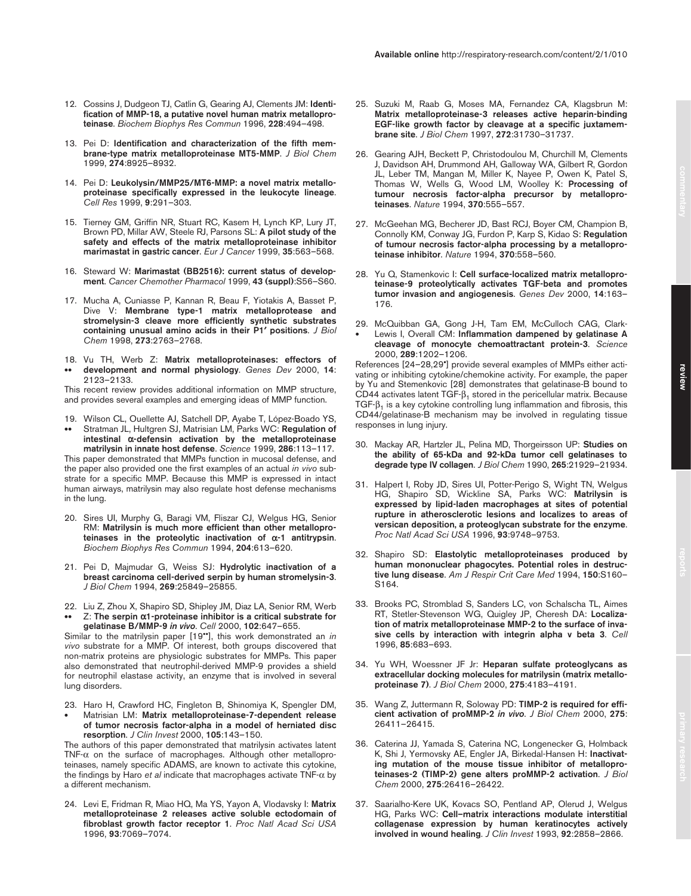12. Cossins J, Dudgeon TJ, Catlin G, Gearing AJ, Clements JM: **Identification of MMP-18, a putative novel human matrix metalloproteinase**. *Biochem Biophys Res Commun* 1996, **228**:494–498.

13. Pei D: **Identification and characterization of the fifth membrane-type matrix metalloproteinase MT5-MMP**. *J Biol Chem* 1999, **274**:8925–8932.

14. Pei D: **Leukolysin/MMP25/MT6-MMP: a novel matrix metalloproteinase specifically expressed in the leukocyte lineage**. *Cell Res* 1999, **9**:291–303.

15. Tierney GM, Griffin NR, Stuart RC, Kasem H, Lynch KP, Lury JT, Brown PD, Millar AW, Steele RJ, Parsons SL: **A pilot study of the safety and effects of the matrix metalloproteinase inhibitor marimastat in gastric cancer**. *Eur J Cancer* 1999, **35**:563–568.

16. Steward W: **Marimastat (BB2516): current status of development**. *Cancer Chemother Pharmacol* 1999, **43 (suppl)**:S56–S60.

17. Mucha A, Cuniasse P, Kannan R, Beau F, Yiotakis A, Basset P, Dive V: **Membrane type-1 matrix metalloprotease and stromelysin-3 cleave more efficiently synthetic substrates containing unusual amino acids in their P1′ positions**. *J Biol Chem* 1998, **273**:2763–2768.

18. •• Vu TH, Werb Z: **Matrix metalloproteinases: effectors of development and normal physiology**. *Genes Dev* 2000, **14**: 2123–2133.

This recent review provides additional information on MMP structure, and provides several examples and emerging ideas of MMP function.

19. •• Wilson CL, Ouellette AJ, Satchell DP, Ayabe T, López-Boado YS, Stratman JL, Hultgren SJ, Matrisian LM, Parks WC: **Regulation of intestinal α-defensin activation by the metalloproteinase matrilysin in innate host defense**. *Science* 1999, **286**:113–117.

This paper demonstrated that MMPs function in mucosal defense, and the paper also provided one the first examples of an actual *in vivo* substrate for a specific MMP. Because this MMP is expressed in intact human airways, matrilysin may also regulate host defense mechanisms in the lung.

20. Sires UI, Murphy G, Baragi VM, Fliszar CJ, Welgus HG, Senior RM: **Matrilysin is much more efficient than other metalloproteinases in the proteolytic inactivation of α-1 antitrypsin**. *Biochem Biophys Res Commun* 1994, **204**:613–620.

21. Pei D, Majmudar G, Weiss SJ: **Hydrolytic inactivation of a breast carcinoma cell-derived serpin by human stromelysin-3**. *J Biol Chem* 1994, **269**:25849–25855.

22. •• Liu Z, Zhou X, Shapiro SD, Shipley JM, Diaz LA, Senior RM, Werb Z: **The serpin α1-proteinase inhibitor is a critical substrate for gelatinase B/MMP-9 *in vivo***. *Cell* 2000, **102**:647–655.

Similar to the matrilysin paper [19••], this work demonstrated an *in vivo* substrate for a MMP. Of interest, both groups discovered that non-matrix proteins are physiologic substrates for MMPs. This paper also demonstrated that neutrophil-derived MMP-9 provides a shield for neutrophil elastase activity, an enzyme that is involved in several lung disorders.

23. • Haro H, Crawford HC, Fingleton B, Shinomiya K, Spengler DM, Matrisian LM: **Matrix metalloproteinase-7-dependent release of tumor necrosis factor-alpha in a model of herniated disc resorption**. *J Clin Invest* 2000, **105**:143–150.

The authors of this paper demonstrated that matrilysin activates latent TNF-α on the surface of macrophages. Although other metalloproteinases, namely specific ADAMS, are known to activate this cytokine, the findings by Haro *et al* indicate that macrophages activate TNF-α by a different mechanism.

24. Levi E, Fridman R, Miao HQ, Ma YS, Yayon A, Vlodavsky I: **Matrix metalloproteinase 2 releases active soluble ectodomain of fibroblast growth factor receptor 1**. *Proc Natl Acad Sci USA* 1996, **93**:7069–7074.

25. Suzuki M, Raab G, Moses MA, Fernandez CA, Klagsbrun M: **Matrix metalloproteinase-3 releases active heparin-binding EGF-like growth factor by cleavage at a specific juxtamembrane site**. *J Biol Chem* 1997, **272**:31730–31737.

26. Gearing AJH, Beckett P, Christodoulou M, Churchill M, Clements J, Davidson AH, Drummond AH, Galloway WA, Gilbert R, Gordon JL, Leber TM, Mangan M, Miller K, Nayee P, Owen K, Patel S, Thomas W, Wells G, Wood LM, Woolley K: **Processing of tumour necrosis factor-alpha precursor by metalloproteinases**. *Nature* 1994, **370**:555–557.

27. McGeehan MG, Becherer JD, Bast RCJ, Boyer CM, Champion B, Connolly KM, Conway JG, Furdon P, Karp S, Kidao S: **Regulation of tumour necrosis factor-alpha processing by a metalloproteinase inhibitor**. *Nature* 1994, **370**:558–560.

28. Yu Q, Stamenkovic I: **Cell surface-localized matrix metalloproteinase-9 proteolytically activates TGF-beta and promotes tumor invasion and angiogenesis**. *Genes Dev* 2000, **14**:163–176.

29. • McQuibban GA, Gong J-H, Tam EM, McCulloch CAG, Clark-Lewis I, Overall CM: **Inflammation dampened by gelatinase A cleavage of monocyte chemoattractant protein-3**. *Science* 2000, **289**:1202–1206.

References [24–28,29•] provide several examples of MMPs either activating or inhibiting cytokine/chemokine activity. For example, the paper by Yu and Stemenkovic [28] demonstrates that gelatinase-B bound to CD44 activates latent TGF-$\beta_1$ stored in the pericellular matrix. Because TGF-$\beta_1$ is a key cytokine controlling lung inflammation and fibrosis, this CD44/gelatinase-B mechanism may be involved in regulating tissue responses in lung injury.

30. Mackay AR, Hartzler JL, Pelina MD, Thorgeirsson UP: **Studies on the ability of 65-kDa and 92-kDa tumor cell gelatinases to degrade type IV collagen**. *J Biol Chem* 1990, **265**:21929–21934.

31. Halpert I, Roby JD, Sires UI, Potter-Perigo S, Wight TN, Welgus HG, Shapiro SD, Wickline SA, Parks WC: **Matrilysin is expressed by lipid-laden macrophages at sites of potential rupture in atherosclerotic lesions and localizes to areas of versican deposition, a proteoglycan substrate for the enzyme**. *Proc Natl Acad Sci USA* 1996, **93**:9748–9753.

32. Shapiro SD: **Elastolytic metalloproteinases produced by human mononuclear phagocytes. Potential roles in destructive lung disease**. *Am J Respir Crit Care Med* 1994, **150**:S160–S164.

33. Brooks PC, Stromblad S, Sanders LC, von Schalscha TL, Aimes RT, Stetler-Stevenson WG, Quigley JP, Cheresh DA: **Localization of matrix metalloproteinase MMP-2 to the surface of invasive cells by interaction with integrin alpha v beta 3**. *Cell* 1996, **85**:683–693.

34. Yu WH, Woessner JF Jr: **Heparan sulfate proteoglycans as extracellular docking molecules for matrilysin (matrix metalloproteinase 7)**. *J Biol Chem* 2000, **275**:4183–4191.

35. Wang Z, Juttermann R, Soloway PD: **TIMP-2 is required for efficient activation of proMMP-2 *in vivo***. *J Biol Chem* 2000, **275**: 26411–26415.

36. Caterina JJ, Yamada S, Caterina NC, Longenecker G, Holmback K, Shi J, Yermovsky AE, Engler JA, Birkedal-Hansen H: **Inactivating mutation of the mouse tissue inhibitor of metalloproteinases-2 (TIMP-2) gene alters proMMP-2 activation**. *J Biol Chem* 2000, **275**:26416–26422.

37. Saarialho-Kere UK, Kovacs SO, Pentland AP, Olerud J, Welgus HG, Parks WC: **Cell–matrix interactions modulate interstitial collagenase expression by human keratinocytes actively involved in wound healing**. *J Clin Invest* 1993, **92**:2858–2866.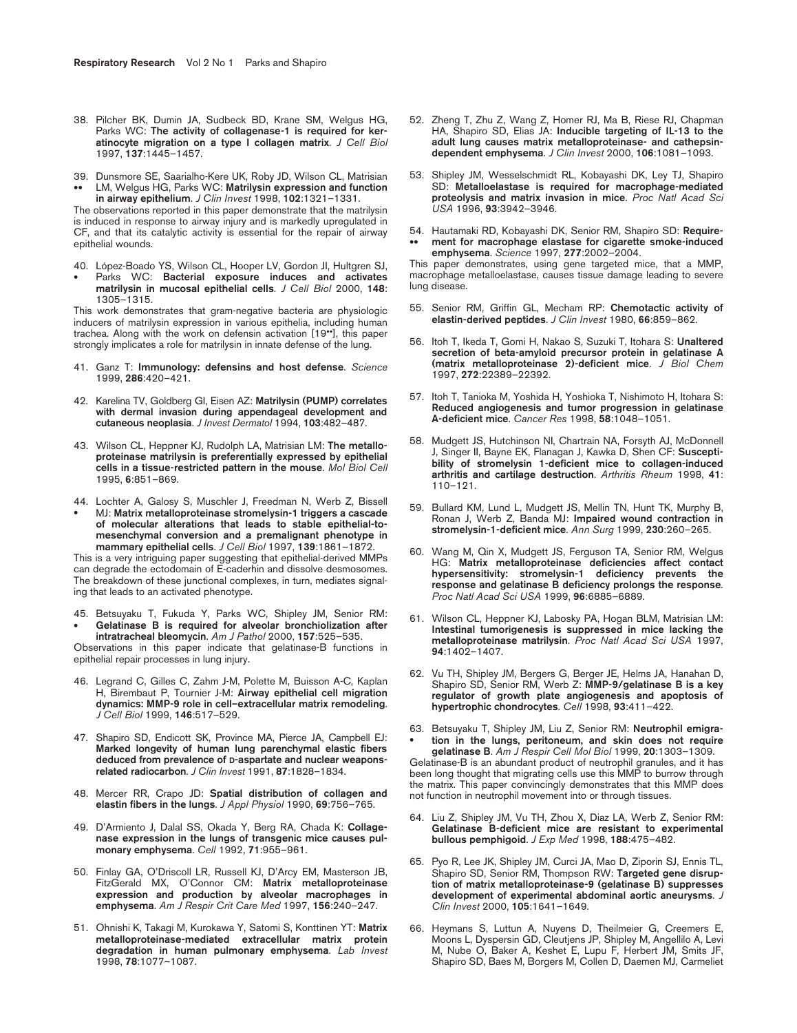38. Pilcher BK, Dumin JA, Sudbeck BD, Krane SM, Welgus HG, Parks WC: **The activity of collagenase-1 is required for keratinocyte migration on a type I collagen matrix**. *J Cell Biol* 1997, **137**:1445–1457.

39. Dunsmore SE, Saarialho-Kere UK, Roby JD, Wilson CL, Matrisian •• LM, Welgus HG, Parks WC: **Matrilysin expression and function in airway epithelium**. *J Clin Invest* 1998, **102**:1321–1331.
The observations reported in this paper demonstrate that the matrilysin is induced in response to airway injury and is markedly upregulated in CF, and that its catalytic activity is essential for the repair of airway epithelial wounds.

40. López-Boado YS, Wilson CL, Hooper LV, Gordon JI, Hultgren SJ, • Parks WC: **Bacterial exposure induces and activates matrilysin in mucosal epithelial cells**. *J Cell Biol* 2000, **148**: 1305–1315.
This work demonstrates that gram-negative bacteria are physiologic inducers of matrilysin expression in various epithelia, including human trachea. Along with the work on defensin activation [19••], this paper strongly implicates a role for matrilysin in innate defense of the lung.

41. Ganz T: **Immunology: defensins and host defense**. *Science* 1999, **286**:420–421.

42. Karelina TV, Goldberg GI, Eisen AZ: **Matrilysin (PUMP) correlates with dermal invasion during appendageal development and cutaneous neoplasia**. *J Invest Dermatol* 1994, **103**:482–487.

43. Wilson CL, Heppner KJ, Rudolph LA, Matrisian LM: **The metalloproteinase matrilysin is preferentially expressed by epithelial cells in a tissue-restricted pattern in the mouse**. *Mol Biol Cell* 1995, **6**:851–869.

44. Lochter A, Galosy S, Muschler J, Freedman N, Werb Z, Bissell • MJ: **Matrix metalloproteinase stromelysin-1 triggers a cascade of molecular alterations that leads to stable epithelial-to-mesenchymal conversion and a premalignant phenotype in mammary epithelial cells**. *J Cell Biol* 1997, **139**:1861–1872.
This is a very intriguing paper suggesting that epithelial-derived MMPs can degrade the ectodomain of E-caderhin and dissolve desmosomes. The breakdown of these junctional complexes, in turn, mediates signaling that leads to an activated phenotype.

45. Betsuyaku T, Fukuda Y, Parks WC, Shipley JM, Senior RM: • **Gelatinase B is required for alveolar bronchiolization after intratracheal bleomycin**. *Am J Pathol* 2000, **157**:525–535.
Observations in this paper indicate that gelatinase-B functions in epithelial repair processes in lung injury.

46. Legrand C, Gilles C, Zahm J-M, Polette M, Buisson A-C, Kaplan H, Birembaut P, Tournier J-M: **Airway epithelial cell migration dynamics: MMP-9 role in cell–extracellular matrix remodeling**. *J Cell Biol* 1999, **146**:517–529.

47. Shapiro SD, Endicott SK, Province MA, Pierce JA, Campbell EJ: **Marked longevity of human lung parenchymal elastic fibers deduced from prevalence of D-aspartate and nuclear weapons-related radiocarbon**. *J Clin Invest* 1991, **87**:1828–1834.

48. Mercer RR, Crapo JD: **Spatial distribution of collagen and elastin fibers in the lungs**. *J Appl Physiol* 1990, **69**:756–765.

49. D'Armiento J, Dalal SS, Okada Y, Berg RA, Chada K: **Collagenase expression in the lungs of transgenic mice causes pulmonary emphysema**. *Cell* 1992, **71**:955–961.

50. Finlay GA, O'Driscoll LR, Russell KJ, D'Arcy EM, Masterson JB, FitzGerald MX, O'Connor CM: **Matrix metalloproteinase expression and production by alveolar macrophages in emphysema**. *Am J Respir Crit Care Med* 1997, **156**:240–247.

51. Ohnishi K, Takagi M, Kurokawa Y, Satomi S, Konttinen YT: **Matrix metalloproteinase-mediated extracellular matrix protein degradation in human pulmonary emphysema**. *Lab Invest* 1998, **78**:1077–1087.

52. Zheng T, Zhu Z, Wang Z, Homer RJ, Ma B, Riese RJ, Chapman HA, Shapiro SD, Elias JA: **Inducible targeting of IL-13 to the adult lung causes matrix metalloproteinase- and cathepsin-dependent emphysema**. *J Clin Invest* 2000, **106**:1081–1093.

53. Shipley JM, Wesselschmidt RL, Kobayashi DK, Ley TJ, Shapiro SD: **Metalloelastase is required for macrophage-mediated proteolysis and matrix invasion in mice**. *Proc Natl Acad Sci USA* 1996, **93**:3942–3946.

54. Hautamaki RD, Kobayashi DK, Senior RM, Shapiro SD: **Require-** •• **ment for macrophage elastase for cigarette smoke-induced emphysema**. *Science* 1997, **277**:2002–2004.
This paper demonstrates, using gene targeted mice, that a MMP, macrophage metalloelastase, causes tissue damage leading to severe lung disease.

55. Senior RM, Griffin GL, Mecham RP: **Chemotactic activity of elastin-derived peptides**. *J Clin Invest* 1980, **66**:859–862.

56. Itoh T, Ikeda T, Gomi H, Nakao S, Suzuki T, Itohara S: **Unaltered secretion of beta-amyloid precursor protein in gelatinase A (matrix metalloproteinase 2)-deficient mice**. *J Biol Chem* 1997, **272**:22389–22392.

57. Itoh T, Tanioka M, Yoshida H, Yoshioka T, Nishimoto H, Itohara S: **Reduced angiogenesis and tumor progression in gelatinase A-deficient mice**. *Cancer Res* 1998, **58**:1048–1051.

58. Mudgett JS, Hutchinson NI, Chartrain NA, Forsyth AJ, McDonnell J, Singer II, Bayne EK, Flanagan J, Kawka D, Shen CF: **Susceptibility of stromelysin 1-deficient mice to collagen-induced arthritis and cartilage destruction**. *Arthritis Rheum* 1998, **41**: 110–121.

59. Bullard KM, Lund L, Mudgett JS, Mellin TN, Hunt TK, Murphy B, Ronan J, Werb Z, Banda MJ: **Impaired wound contraction in stromelysin-1-deficient mice**. *Ann Surg* 1999, **230**:260–265.

60. Wang M, Qin X, Mudgett JS, Ferguson TA, Senior RM, Welgus HG: **Matrix metalloproteinase deficiencies affect contact hypersensitivity: stromelysin-1 deficiency prevents the response and gelatinase B deficiency prolongs the response**. *Proc Natl Acad Sci USA* 1999, **96**:6885–6889.

61. Wilson CL, Heppner KJ, Labosky PA, Hogan BLM, Matrisian LM: **Intestinal tumorigenesis is suppressed in mice lacking the metalloproteinase matrilysin**. *Proc Natl Acad Sci USA* 1997, **94**:1402–1407.

62. Vu TH, Shipley JM, Bergers G, Berger JE, Helms JA, Hanahan D, Shapiro SD, Senior RM, Werb Z: **MMP-9/gelatinase B is a key regulator of growth plate angiogenesis and apoptosis of hypertrophic chondrocytes**. *Cell* 1998, **93**:411–422.

63. Betsuyaku T, Shipley JM, Liu Z, Senior RM: **Neutrophil emigra-** • **tion in the lungs, peritoneum, and skin does not require gelatinase B**. *Am J Respir Cell Mol Biol* 1999, **20**:1303–1309.
Gelatinase-B is an abundant product of neutrophil granules, and it has been long thought that migrating cells use this MMP to burrow through the matrix. This paper convincingly demonstrates that this MMP does not function in neutrophil movement into or through tissues.

64. Liu Z, Shipley JM, Vu TH, Zhou X, Diaz LA, Werb Z, Senior RM: **Gelatinase B-deficient mice are resistant to experimental bullous pemphigoid**. *J Exp Med* 1998, **188**:475–482.

65. Pyo R, Lee JK, Shipley JM, Curci JA, Mao D, Ziporin SJ, Ennis TL, Shapiro SD, Senior RM, Thompson RW: **Targeted gene disruption of matrix metalloproteinase-9 (gelatinase B) suppresses development of experimental abdominal aortic aneurysms**. *J Clin Invest* 2000, **105**:1641–1649.

66. Heymans S, Luttun A, Nuyens D, Theilmeier G, Creemers E, Moons L, Dyspersin GD, Cleutjens JP, Shipley M, Angellilo A, Levi M, Nube O, Baker A, Keshet E, Lupu F, Herbert JM, Smits JF, Shapiro SD, Baes M, Borgers M, Collen D, Daemen MJ, Carmeliet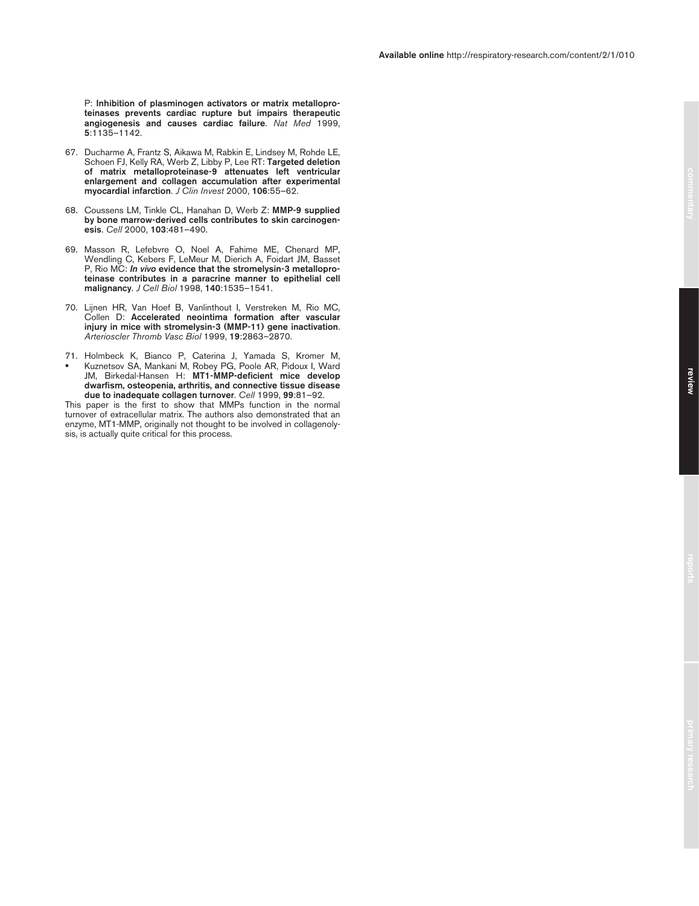P: **Inhibition of plasminogen activators or matrix metalloproteinases prevents cardiac rupture but impairs therapeutic angiogenesis and causes cardiac failure**. *Nat Med* 1999, **5**:1135–1142.

67. Ducharme A, Frantz S, Aikawa M, Rabkin E, Lindsey M, Rohde LE, Schoen FJ, Kelly RA, Werb Z, Libby P, Lee RT: **Targeted deletion of matrix metalloproteinase-9 attenuates left ventricular enlargement and collagen accumulation after experimental myocardial infarction**. *J Clin Invest* 2000, **106**:55–62.

68. Coussens LM, Tinkle CL, Hanahan D, Werb Z: **MMP-9 supplied by bone marrow-derived cells contributes to skin carcinogenesis**. *Cell* 2000, **103**:481–490.

69. Masson R, Lefebvre O, Noel A, Fahime ME, Chenard MP, Wendling C, Kebers F, LeMeur M, Dierich A, Foidart JM, Basset P, Rio MC: ***In vivo* evidence that the stromelysin-3 metalloproteinase contributes in a paracrine manner to epithelial cell malignancy**. *J Cell Biol* 1998, **140**:1535–1541.

70. Lijnen HR, Van Hoef B, Vanlinthout I, Verstreken M, Rio MC, Collen D: **Accelerated neointima formation after vascular injury in mice with stromelysin-3 (MMP-11) gene inactivation**. *Arterioscler Thromb Vasc Biol* 1999, **19**:2863–2870.

71. • Holmbeck K, Bianco P, Caterina J, Yamada S, Kromer M, Kuznetsov SA, Mankani M, Robey PG, Poole AR, Pidoux I, Ward JM, Birkedal-Hansen H: **MT1-MMP-deficient mice develop dwarfism, osteopenia, arthritis, and connective tissue disease due to inadequate collagen turnover**. *Cell* 1999, **99**:81–92.

This paper is the first to show that MMPs function in the normal turnover of extracellular matrix. The authors also demonstrated that an enzyme, MT1-MMP, originally not thought to be involved in collagenolysis, is actually quite critical for this process.